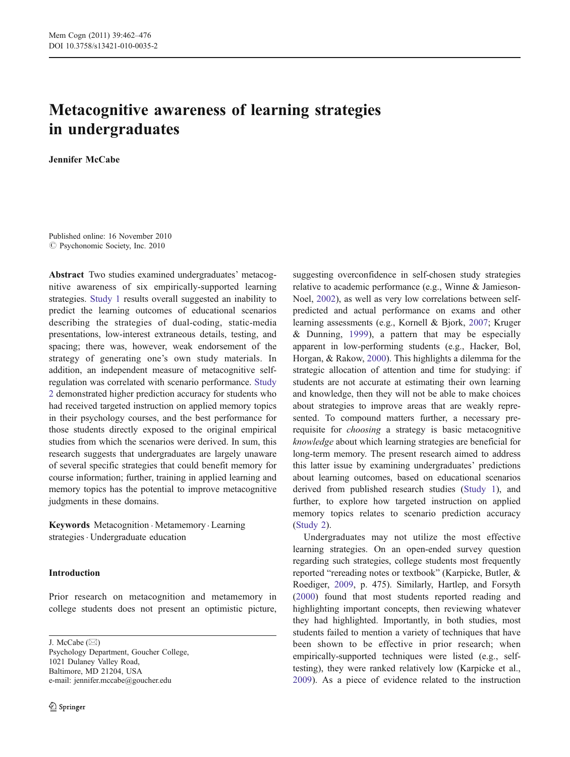# Metacognitive awareness of learning strategies in undergraduates

**Jennifer McCabe**

Published online: 16 November 2010
© Psychonomic Society, Inc. 2010

**Abstract** Two studies examined undergraduates' metacognitive awareness of six empirically-supported learning strategies. Study 1 results overall suggested an inability to predict the learning outcomes of educational scenarios describing the strategies of dual-coding, static-media presentations, low-interest extraneous details, testing, and spacing; there was, however, weak endorsement of the strategy of generating one's own study materials. In addition, an independent measure of metacognitive self-regulation was correlated with scenario performance. Study 2 demonstrated higher prediction accuracy for students who had received targeted instruction on applied memory topics in their psychology courses, and the best performance for those students directly exposed to the original empirical studies from which the scenarios were derived. In sum, this research suggests that undergraduates are largely unaware of several specific strategies that could benefit memory for course information; further, training in applied learning and memory topics has the potential to improve metacognitive judgments in these domains.

**Keywords** Metacognition · Metamemory · Learning strategies · Undergraduate education

J. McCabe (✉)
Psychology Department, Goucher College,
1021 Dulaney Valley Road,
Baltimore, MD 21204, USA
e-mail: jennifer.mccabe@goucher.edu

## Introduction

Prior research on metacognition and metamemory in college students does not present an optimistic picture, suggesting overconfidence in self-chosen study strategies relative to academic performance (e.g., Winne & Jamieson-Noel, 2002), as well as very low correlations between self-predicted and actual performance on exams and other learning assessments (e.g., Kornell & Bjork, 2007; Kruger & Dunning, 1999), a pattern that may be especially apparent in low-performing students (e.g., Hacker, Bol, Horgan, & Rakow, 2000). This highlights a dilemma for the strategic allocation of attention and time for studying: if students are not accurate at estimating their own learning and knowledge, then they will not be able to make choices about strategies to improve areas that are weakly represented. To compound matters further, a necessary prerequisite for *choosing* a strategy is basic metacognitive *knowledge* about which learning strategies are beneficial for long-term memory. The present research aimed to address this latter issue by examining undergraduates' predictions about learning outcomes, based on educational scenarios derived from published research studies (Study 1), and further, to explore how targeted instruction on applied memory topics relates to scenario prediction accuracy (Study 2).

Undergraduates may not utilize the most effective learning strategies. On an open-ended survey question regarding such strategies, college students most frequently reported "rereading notes or textbook" (Karpicke, Butler, & Roediger, 2009, p. 475). Similarly, Hartlep, and Forsyth (2000) found that most students reported reading and highlighting important concepts, then reviewing whatever they had highlighted. Importantly, in both studies, most students failed to mention a variety of techniques that have been shown to be effective in prior research; when empirically-supported techniques were listed (e.g., self-testing), they were ranked relatively low (Karpicke et al., 2009). As a piece of evidence related to the instruction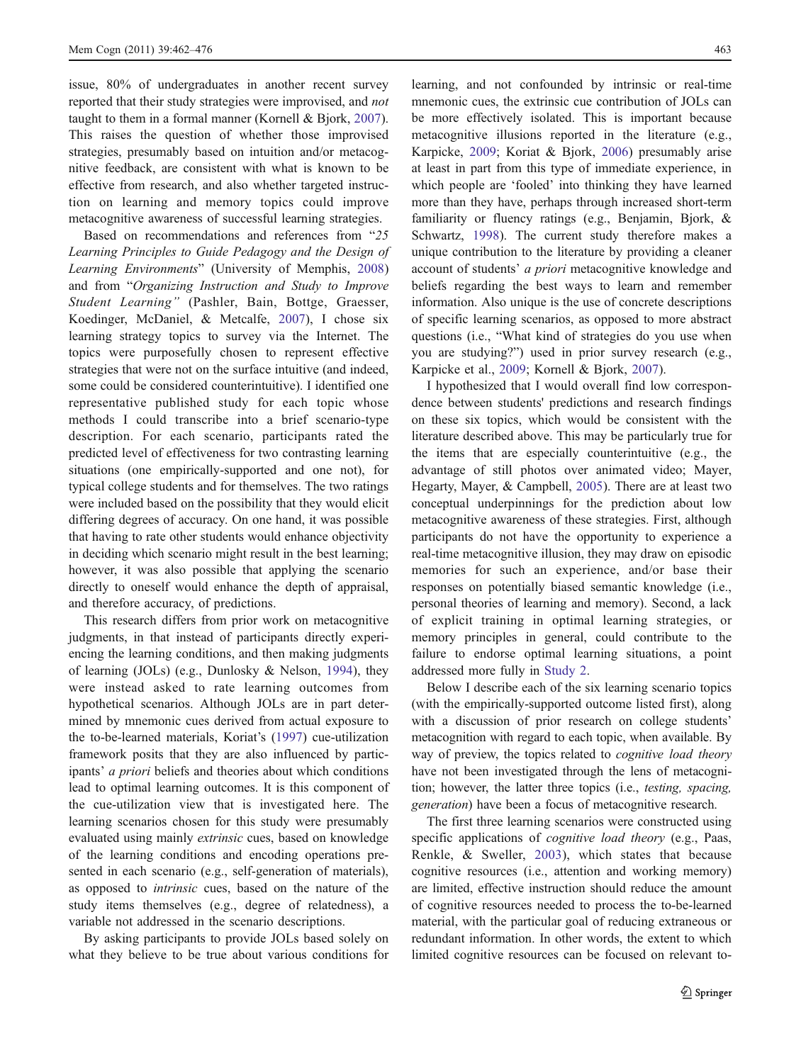issue, 80% of undergraduates in another recent survey reported that their study strategies were improvised, and *not* taught to them in a formal manner (Kornell & Bjork, 2007). This raises the question of whether those improvised strategies, presumably based on intuition and/or metacognitive feedback, are consistent with what is known to be effective from research, and also whether targeted instruction on learning and memory topics could improve metacognitive awareness of successful learning strategies.

Based on recommendations and references from "*25 Learning Principles to Guide Pedagogy and the Design of Learning Environments*" (University of Memphis, 2008) and from "*Organizing Instruction and Study to Improve Student Learning"* (Pashler, Bain, Bottge, Graesser, Koedinger, McDaniel, & Metcalfe, 2007), I chose six learning strategy topics to survey via the Internet. The topics were purposefully chosen to represent effective strategies that were not on the surface intuitive (and indeed, some could be considered counterintuitive). I identified one representative published study for each topic whose methods I could transcribe into a brief scenario-type description. For each scenario, participants rated the predicted level of effectiveness for two contrasting learning situations (one empirically-supported and one not), for typical college students and for themselves. The two ratings were included based on the possibility that they would elicit differing degrees of accuracy. On one hand, it was possible that having to rate other students would enhance objectivity in deciding which scenario might result in the best learning; however, it was also possible that applying the scenario directly to oneself would enhance the depth of appraisal, and therefore accuracy, of predictions.

This research differs from prior work on metacognitive judgments, in that instead of participants directly experiencing the learning conditions, and then making judgments of learning (JOLs) (e.g., Dunlosky & Nelson, 1994), they were instead asked to rate learning outcomes from hypothetical scenarios. Although JOLs are in part determined by mnemonic cues derived from actual exposure to the to-be-learned materials, Koriat's (1997) cue-utilization framework posits that they are also influenced by participants' *a priori* beliefs and theories about which conditions lead to optimal learning outcomes. It is this component of the cue-utilization view that is investigated here. The learning scenarios chosen for this study were presumably evaluated using mainly *extrinsic* cues, based on knowledge of the learning conditions and encoding operations presented in each scenario (e.g., self-generation of materials), as opposed to *intrinsic* cues, based on the nature of the study items themselves (e.g., degree of relatedness), a variable not addressed in the scenario descriptions.

By asking participants to provide JOLs based solely on what they believe to be true about various conditions for learning, and not confounded by intrinsic or real-time mnemonic cues, the extrinsic cue contribution of JOLs can be more effectively isolated. This is important because metacognitive illusions reported in the literature (e.g., Karpicke, 2009; Koriat & Bjork, 2006) presumably arise at least in part from this type of immediate experience, in which people are 'fooled' into thinking they have learned more than they have, perhaps through increased short-term familiarity or fluency ratings (e.g., Benjamin, Bjork, & Schwartz, 1998). The current study therefore makes a unique contribution to the literature by providing a cleaner account of students' *a priori* metacognitive knowledge and beliefs regarding the best ways to learn and remember information. Also unique is the use of concrete descriptions of specific learning scenarios, as opposed to more abstract questions (i.e., "What kind of strategies do you use when you are studying?") used in prior survey research (e.g., Karpicke et al., 2009; Kornell & Bjork, 2007).

I hypothesized that I would overall find low correspondence between students' predictions and research findings on these six topics, which would be consistent with the literature described above. This may be particularly true for the items that are especially counterintuitive (e.g., the advantage of still photos over animated video; Mayer, Hegarty, Mayer, & Campbell, 2005). There are at least two conceptual underpinnings for the prediction about low metacognitive awareness of these strategies. First, although participants do not have the opportunity to experience a real-time metacognitive illusion, they may draw on episodic memories for such an experience, and/or base their responses on potentially biased semantic knowledge (i.e., personal theories of learning and memory). Second, a lack of explicit training in optimal learning strategies, or memory principles in general, could contribute to the failure to endorse optimal learning situations, a point addressed more fully in Study 2.

Below I describe each of the six learning scenario topics (with the empirically-supported outcome listed first), along with a discussion of prior research on college students' metacognition with regard to each topic, when available. By way of preview, the topics related to *cognitive load theory* have not been investigated through the lens of metacognition; however, the latter three topics (i.e., *testing, spacing, generation*) have been a focus of metacognitive research.

The first three learning scenarios were constructed using specific applications of *cognitive load theory* (e.g., Paas, Renkle, & Sweller, 2003), which states that because cognitive resources (i.e., attention and working memory) are limited, effective instruction should reduce the amount of cognitive resources needed to process the to-be-learned material, with the particular goal of reducing extraneous or redundant information. In other words, the extent to which limited cognitive resources can be focused on relevant to-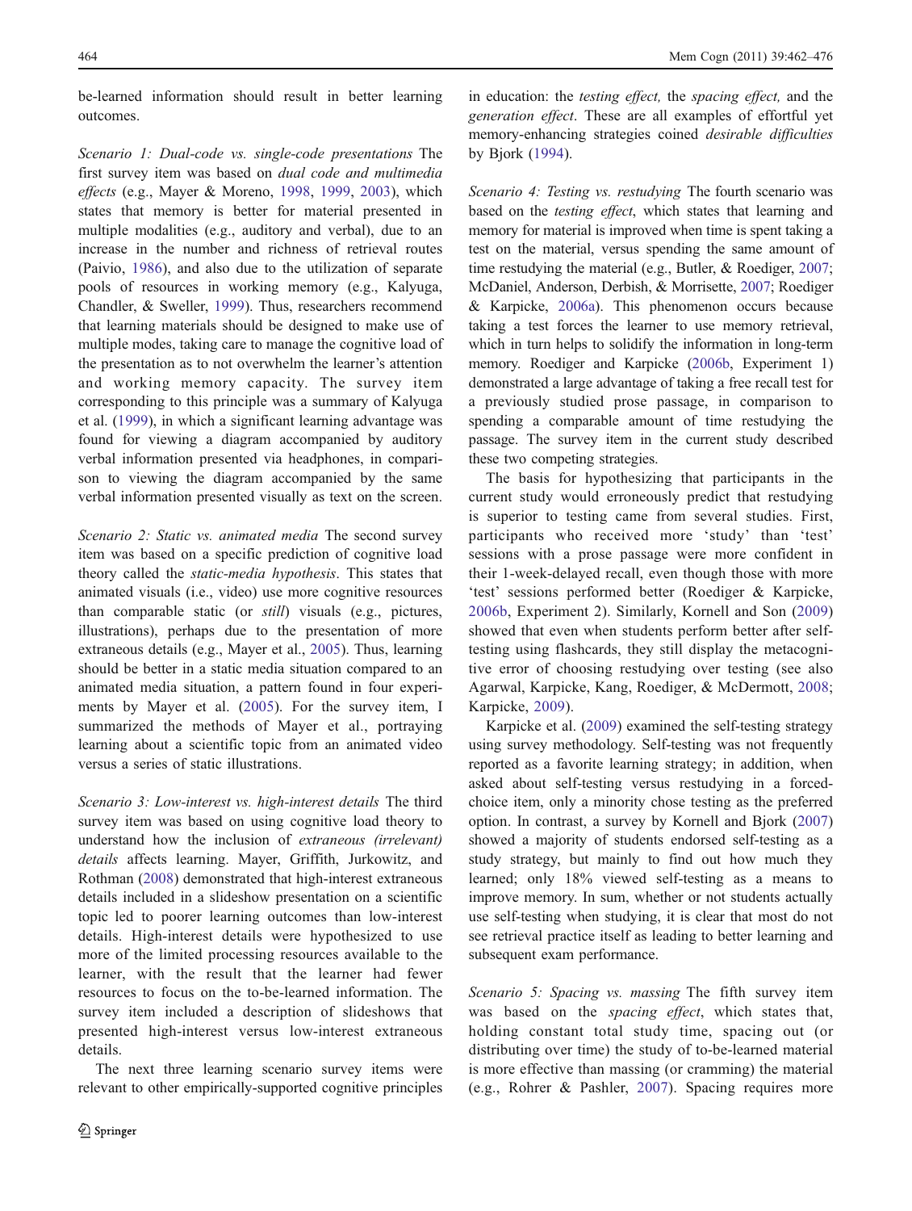be-learned information should result in better learning outcomes.

*Scenario 1: Dual-code vs. single-code presentations* The first survey item was based on *dual code and multimedia effects* (e.g., Mayer & Moreno, 1998, 1999, 2003), which states that memory is better for material presented in multiple modalities (e.g., auditory and verbal), due to an increase in the number and richness of retrieval routes (Paivio, 1986), and also due to the utilization of separate pools of resources in working memory (e.g., Kalyuga, Chandler, & Sweller, 1999). Thus, researchers recommend that learning materials should be designed to make use of multiple modes, taking care to manage the cognitive load of the presentation as to not overwhelm the learner's attention and working memory capacity. The survey item corresponding to this principle was a summary of Kalyuga et al. (1999), in which a significant learning advantage was found for viewing a diagram accompanied by auditory verbal information presented via headphones, in comparison to viewing the diagram accompanied by the same verbal information presented visually as text on the screen.

*Scenario 2: Static vs. animated media* The second survey item was based on a specific prediction of cognitive load theory called the *static-media hypothesis*. This states that animated visuals (i.e., video) use more cognitive resources than comparable static (or *still*) visuals (e.g., pictures, illustrations), perhaps due to the presentation of more extraneous details (e.g., Mayer et al., 2005). Thus, learning should be better in a static media situation compared to an animated media situation, a pattern found in four experiments by Mayer et al. (2005). For the survey item, I summarized the methods of Mayer et al., portraying learning about a scientific topic from an animated video versus a series of static illustrations.

*Scenario 3: Low-interest vs. high-interest details* The third survey item was based on using cognitive load theory to understand how the inclusion of *extraneous (irrelevant) details* affects learning. Mayer, Griffith, Jurkowitz, and Rothman (2008) demonstrated that high-interest extraneous details included in a slideshow presentation on a scientific topic led to poorer learning outcomes than low-interest details. High-interest details were hypothesized to use more of the limited processing resources available to the learner, with the result that the learner had fewer resources to focus on the to-be-learned information. The survey item included a description of slideshows that presented high-interest versus low-interest extraneous details.

The next three learning scenario survey items were relevant to other empirically-supported cognitive principles in education: the *testing effect,* the *spacing effect,* and the *generation effect*. These are all examples of effortful yet memory-enhancing strategies coined *desirable difficulties* by Bjork (1994).

*Scenario 4: Testing vs. restudying* The fourth scenario was based on the *testing effect*, which states that learning and memory for material is improved when time is spent taking a test on the material, versus spending the same amount of time restudying the material (e.g., Butler, & Roediger, 2007; McDaniel, Anderson, Derbish, & Morrisette, 2007; Roediger & Karpicke, 2006a). This phenomenon occurs because taking a test forces the learner to use memory retrieval, which in turn helps to solidify the information in long-term memory. Roediger and Karpicke (2006b, Experiment 1) demonstrated a large advantage of taking a free recall test for a previously studied prose passage, in comparison to spending a comparable amount of time restudying the passage. The survey item in the current study described these two competing strategies.

The basis for hypothesizing that participants in the current study would erroneously predict that restudying is superior to testing came from several studies. First, participants who received more 'study' than 'test' sessions with a prose passage were more confident in their 1-week-delayed recall, even though those with more 'test' sessions performed better (Roediger & Karpicke, 2006b, Experiment 2). Similarly, Kornell and Son (2009) showed that even when students perform better after self-testing using flashcards, they still display the metacognitive error of choosing restudying over testing (see also Agarwal, Karpicke, Kang, Roediger, & McDermott, 2008; Karpicke, 2009).

Karpicke et al. (2009) examined the self-testing strategy using survey methodology. Self-testing was not frequently reported as a favorite learning strategy; in addition, when asked about self-testing versus restudying in a forced-choice item, only a minority chose testing as the preferred option. In contrast, a survey by Kornell and Bjork (2007) showed a majority of students endorsed self-testing as a study strategy, but mainly to find out how much they learned; only 18% viewed self-testing as a means to improve memory. In sum, whether or not students actually use self-testing when studying, it is clear that most do not see retrieval practice itself as leading to better learning and subsequent exam performance.

*Scenario 5: Spacing vs. massing* The fifth survey item was based on the *spacing effect*, which states that, holding constant total study time, spacing out (or distributing over time) the study of to-be-learned material is more effective than massing (or cramming) the material (e.g., Rohrer & Pashler, 2007). Spacing requires more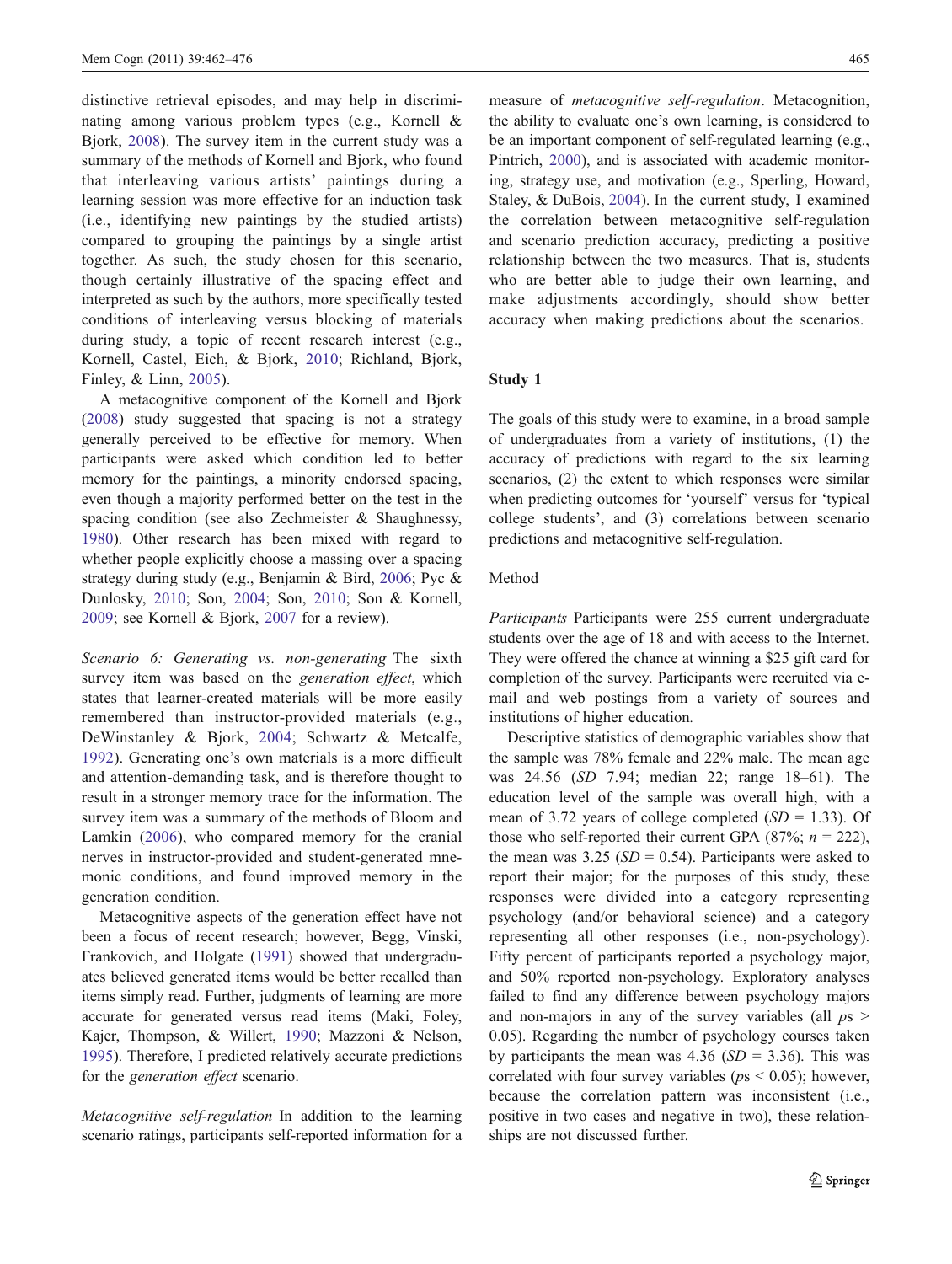distinctive retrieval episodes, and may help in discriminating among various problem types (e.g., Kornell & Bjork, 2008). The survey item in the current study was a summary of the methods of Kornell and Bjork, who found that interleaving various artists' paintings during a learning session was more effective for an induction task (i.e., identifying new paintings by the studied artists) compared to grouping the paintings by a single artist together. As such, the study chosen for this scenario, though certainly illustrative of the spacing effect and interpreted as such by the authors, more specifically tested conditions of interleaving versus blocking of materials during study, a topic of recent research interest (e.g., Kornell, Castel, Eich, & Bjork, 2010; Richland, Bjork, Finley, & Linn, 2005).

A metacognitive component of the Kornell and Bjork (2008) study suggested that spacing is not a strategy generally perceived to be effective for memory. When participants were asked which condition led to better memory for the paintings, a minority endorsed spacing, even though a majority performed better on the test in the spacing condition (see also Zechmeister & Shaughnessy, 1980). Other research has been mixed with regard to whether people explicitly choose a massing over a spacing strategy during study (e.g., Benjamin & Bird, 2006; Pyc & Dunlosky, 2010; Son, 2004; Son, 2010; Son & Kornell, 2009; see Kornell & Bjork, 2007 for a review).

*Scenario 6: Generating vs. non-generating* The sixth survey item was based on the *generation effect*, which states that learner-created materials will be more easily remembered than instructor-provided materials (e.g., DeWinstanley & Bjork, 2004; Schwartz & Metcalfe, 1992). Generating one's own materials is a more difficult and attention-demanding task, and is therefore thought to result in a stronger memory trace for the information. The survey item was a summary of the methods of Bloom and Lamkin (2006), who compared memory for the cranial nerves in instructor-provided and student-generated mnemonic conditions, and found improved memory in the generation condition.

Metacognitive aspects of the generation effect have not been a focus of recent research; however, Begg, Vinski, Frankovich, and Holgate (1991) showed that undergraduates believed generated items would be better recalled than items simply read. Further, judgments of learning are more accurate for generated versus read items (Maki, Foley, Kajer, Thompson, & Willert, 1990; Mazzoni & Nelson, 1995). Therefore, I predicted relatively accurate predictions for the *generation effect* scenario.

*Metacognitive self-regulation* In addition to the learning scenario ratings, participants self-reported information for a measure of *metacognitive self-regulation*. Metacognition, the ability to evaluate one's own learning, is considered to be an important component of self-regulated learning (e.g., Pintrich, 2000), and is associated with academic monitoring, strategy use, and motivation (e.g., Sperling, Howard, Staley, & DuBois, 2004). In the current study, I examined the correlation between metacognitive self-regulation and scenario prediction accuracy, predicting a positive relationship between the two measures. That is, students who are better able to judge their own learning, and make adjustments accordingly, should show better accuracy when making predictions about the scenarios.

## Study 1

The goals of this study were to examine, in a broad sample of undergraduates from a variety of institutions, (1) the accuracy of predictions with regard to the six learning scenarios, (2) the extent to which responses were similar when predicting outcomes for 'yourself' versus for 'typical college students', and (3) correlations between scenario predictions and metacognitive self-regulation.

### Method

*Participants* Participants were 255 current undergraduate students over the age of 18 and with access to the Internet. They were offered the chance at winning a \$25 gift card for completion of the survey. Participants were recruited via e-mail and web postings from a variety of sources and institutions of higher education.

Descriptive statistics of demographic variables show that the sample was 78% female and 22% male. The mean age was 24.56 (*SD* 7.94; median 22; range 18–61). The education level of the sample was overall high, with a mean of 3.72 years of college completed ($SD = 1.33$). Of those who self-reported their current GPA (87%; $n = 222$), the mean was 3.25 ($SD = 0.54$). Participants were asked to report their major; for the purposes of this study, these responses were divided into a category representing psychology (and/or behavioral science) and a category representing all other responses (i.e., non-psychology). Fifty percent of participants reported a psychology major, and 50% reported non-psychology. Exploratory analyses failed to find any difference between psychology majors and non-majors in any of the survey variables (all $ps > 0.05$). Regarding the number of psychology courses taken by participants the mean was 4.36 ($SD = 3.36$). This was correlated with four survey variables ($ps < 0.05$); however, because the correlation pattern was inconsistent (i.e., positive in two cases and negative in two), these relationships are not discussed further.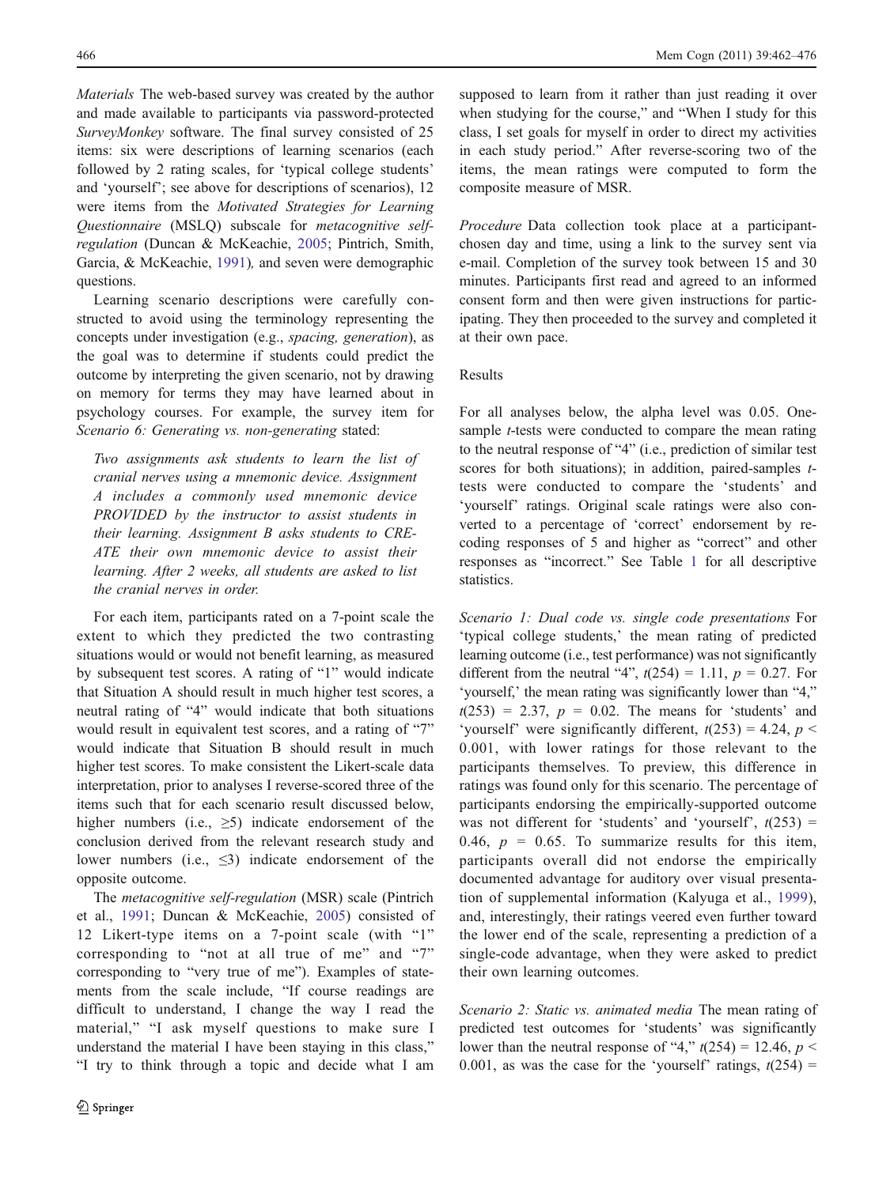*Materials* The web-based survey was created by the author and made available to participants via password-protected *SurveyMonkey* software. The final survey consisted of 25 items: six were descriptions of learning scenarios (each followed by 2 rating scales, for 'typical college students' and 'yourself'; see above for descriptions of scenarios), 12 were items from the *Motivated Strategies for Learning Questionnaire* (MSLQ) subscale for *metacognitive self-regulation* (Duncan & McKeachie, 2005; Pintrich, Smith, Garcia, & McKeachie, 1991), and seven were demographic questions.

Learning scenario descriptions were carefully constructed to avoid using the terminology representing the concepts under investigation (e.g., *spacing, generation*), as the goal was to determine if students could predict the outcome by interpreting the given scenario, not by drawing on memory for terms they may have learned about in psychology courses. For example, the survey item for *Scenario 6: Generating vs. non-generating* stated:

> *Two assignments ask students to learn the list of cranial nerves using a mnemonic device. Assignment A includes a commonly used mnemonic device PROVIDED by the instructor to assist students in their learning. Assignment B asks students to CREATE their own mnemonic device to assist their learning. After 2 weeks, all students are asked to list the cranial nerves in order.*

For each item, participants rated on a 7-point scale the extent to which they predicted the two contrasting situations would or would not benefit learning, as measured by subsequent test scores. A rating of "1" would indicate that Situation A should result in much higher test scores, a neutral rating of "4" would indicate that both situations would result in equivalent test scores, and a rating of "7" would indicate that Situation B should result in much higher test scores. To make consistent the Likert-scale data interpretation, prior to analyses I reverse-scored three of the items such that for each scenario result discussed below, higher numbers (i.e., $\geq 5$) indicate endorsement of the conclusion derived from the relevant research study and lower numbers (i.e., $\leq 3$) indicate endorsement of the opposite outcome.

The *metacognitive self-regulation* (MSR) scale (Pintrich et al., 1991; Duncan & McKeachie, 2005) consisted of 12 Likert-type items on a 7-point scale (with "1" corresponding to "not at all true of me" and "7" corresponding to "very true of me"). Examples of statements from the scale include, "If course readings are difficult to understand, I change the way I read the material," "I ask myself questions to make sure I understand the material I have been staying in this class," "I try to think through a topic and decide what I am supposed to learn from it rather than just reading it over when studying for the course," and "When I study for this class, I set goals for myself in order to direct my activities in each study period." After reverse-scoring two of the items, the mean ratings were computed to form the composite measure of MSR.

*Procedure* Data collection took place at a participant-chosen day and time, using a link to the survey sent via e-mail. Completion of the survey took between 15 and 30 minutes. Participants first read and agreed to an informed consent form and then were given instructions for participating. They then proceeded to the survey and completed it at their own pace.

## Results

For all analyses below, the alpha level was 0.05. One-sample *t*-tests were conducted to compare the mean rating to the neutral response of "4" (i.e., prediction of similar test scores for both situations); in addition, paired-samples *t*-tests were conducted to compare the 'students' and 'yourself' ratings. Original scale ratings were also converted to a percentage of 'correct' endorsement by recoding responses of 5 and higher as "correct" and other responses as "incorrect." See Table 1 for all descriptive statistics.

*Scenario 1: Dual code vs. single code presentations* For 'typical college students,' the mean rating of predicted learning outcome (i.e., test performance) was not significantly different from the neutral "4", $t(254) = 1.11$, $p = 0.27$. For 'yourself,' the mean rating was significantly lower than "4," $t(253) = 2.37$, $p = 0.02$. The means for 'students' and 'yourself' were significantly different, $t(253) = 4.24$, $p < 0.001$, with lower ratings for those relevant to the participants themselves. To preview, this difference in ratings was found only for this scenario. The percentage of participants endorsing the empirically-supported outcome was not different for 'students' and 'yourself', $t(253) = 0.46$, $p = 0.65$. To summarize results for this item, participants overall did not endorse the empirically documented advantage for auditory over visual presentation of supplemental information (Kalyuga et al., 1999), and, interestingly, their ratings veered even further toward the lower end of the scale, representing a prediction of a single-code advantage, when they were asked to predict their own learning outcomes.

*Scenario 2: Static vs. animated media* The mean rating of predicted test outcomes for 'students' was significantly lower than the neutral response of "4," $t(254) = 12.46$, $p < 0.001$, as was the case for the 'yourself' ratings, $t(254) =$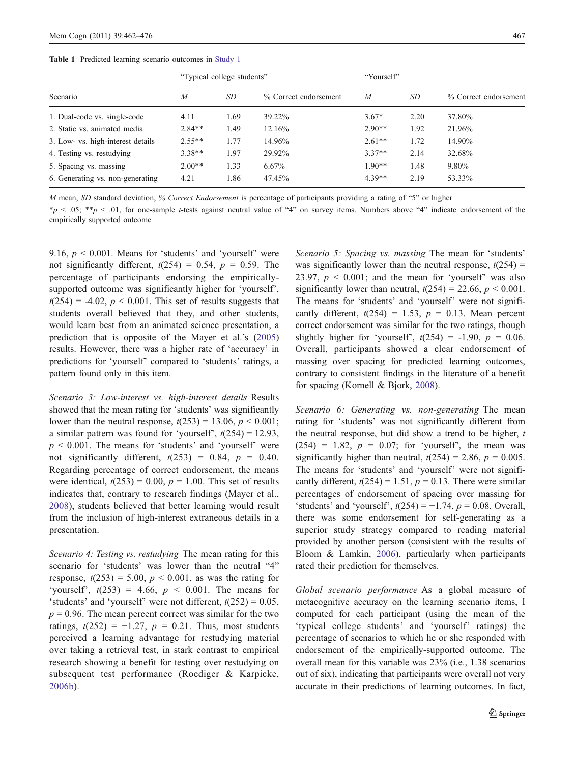**Table 1** Predicted learning scenario outcomes in Study 1

| Scenario | "Typical college students" | | | "Yourself" | | |
|---|---|---|---|---|---|---|
| | *M* | *SD* | % Correct endorsement | *M* | *SD* | % Correct endorsement |
| 1. Dual-code vs. single-code | 4.11 | 1.69 | 39.22% | 3.67* | 2.20 | 37.80% |
| 2. Static vs. animated media | 2.84** | 1.49 | 12.16% | 2.90** | 1.92 | 21.96% |
| 3. Low- vs. high-interest details | 2.55** | 1.77 | 14.96% | 2.61** | 1.72 | 14.90% |
| 4. Testing vs. restudying | 3.38** | 1.97 | 29.92% | 3.37** | 2.14 | 32.68% |
| 5. Spacing vs. massing | 2.00** | 1.33 | 6.67% | 1.90** | 1.48 | 9.80% |
| 6. Generating vs. non-generating | 4.21 | 1.86 | 47.45% | 4.39** | 2.19 | 53.33% |

*M* mean, *SD* standard deviation, *% Correct Endorsement* is percentage of participants providing a rating of "5" or higher

*$p < .05$; **$p < .01$, for one-sample *t*-tests against neutral value of "4" on survey items. Numbers above "4" indicate endorsement of the empirically supported outcome

9.16, $p < 0.001$. Means for 'students' and 'yourself' were not significantly different, $t(254) = 0.54$, $p = 0.59$. The percentage of participants endorsing the empirically-supported outcome was significantly higher for 'yourself', $t(254) = -4.02$, $p < 0.001$. This set of results suggests that students overall believed that they, and other students, would learn best from an animated science presentation, a prediction that is opposite of the Mayer et al.'s (2005) results. However, there was a higher rate of 'accuracy' in predictions for 'yourself' compared to 'students' ratings, a pattern found only in this item.

*Scenario 3: Low-interest vs. high-interest details* Results showed that the mean rating for 'students' was significantly lower than the neutral response, $t(253) = 13.06$, $p < 0.001$; a similar pattern was found for 'yourself', $t(254) = 12.93$, $p < 0.001$. The means for 'students' and 'yourself' were not significantly different, $t(253) = 0.84$, $p = 0.40$. Regarding percentage of correct endorsement, the means were identical, $t(253) = 0.00$, $p = 1.00$. This set of results indicates that, contrary to research findings (Mayer et al., 2008), students believed that better learning would result from the inclusion of high-interest extraneous details in a presentation.

*Scenario 4: Testing vs. restudying* The mean rating for this scenario for 'students' was lower than the neutral "4" response, $t(253) = 5.00$, $p < 0.001$, as was the rating for 'yourself', $t(253) = 4.66$, $p < 0.001$. The means for 'students' and 'yourself' were not different, $t(252) = 0.05$, $p = 0.96$. The mean percent correct was similar for the two ratings, $t(252) = -1.27$, $p = 0.21$. Thus, most students perceived a learning advantage for restudying material over taking a retrieval test, in stark contrast to empirical research showing a benefit for testing over restudying on subsequent test performance (Roediger & Karpicke, 2006b).

*Scenario 5: Spacing vs. massing* The mean for 'students' was significantly lower than the neutral response, $t(254) = 23.97$, $p < 0.001$; and the mean for 'yourself' was also significantly lower than neutral, $t(254) = 22.66$, $p < 0.001$. The means for 'students' and 'yourself' were not significantly different, $t(254) = 1.53$, $p = 0.13$. Mean percent correct endorsement was similar for the two ratings, though slightly higher for 'yourself', $t(254) = -1.90$, $p = 0.06$. Overall, participants showed a clear endorsement of massing over spacing for predicted learning outcomes, contrary to consistent findings in the literature of a benefit for spacing (Kornell & Bjork, 2008).

*Scenario 6: Generating vs. non-generating* The mean rating for 'students' was not significantly different from the neutral response, but did show a trend to be higher, $t(254) = 1.82$, $p = 0.07$; for 'yourself', the mean was significantly higher than neutral, $t(254) = 2.86$, $p = 0.005$. The means for 'students' and 'yourself' were not significantly different, $t(254) = 1.51$, $p = 0.13$. There were similar percentages of endorsement of spacing over massing for 'students' and 'yourself', $t(254) = -1.74$, $p = 0.08$. Overall, there was some endorsement for self-generating as a superior study strategy compared to reading material provided by another person (consistent with the results of Bloom & Lamkin, 2006), particularly when participants rated their prediction for themselves.

*Global scenario performance* As a global measure of metacognitive accuracy on the learning scenario items, I computed for each participant (using the mean of the 'typical college students' and 'yourself' ratings) the percentage of scenarios to which he or she responded with endorsement of the empirically-supported outcome. The overall mean for this variable was 23% (i.e., 1.38 scenarios out of six), indicating that participants were overall not very accurate in their predictions of learning outcomes. In fact,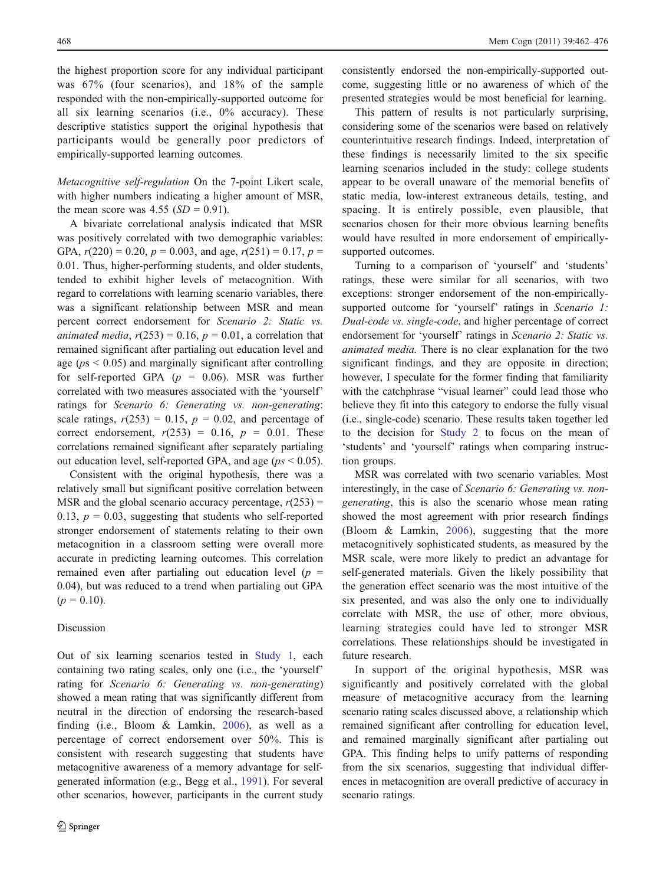the highest proportion score for any individual participant was 67% (four scenarios), and 18% of the sample responded with the non-empirically-supported outcome for all six learning scenarios (i.e., 0% accuracy). These descriptive statistics support the original hypothesis that participants would be generally poor predictors of empirically-supported learning outcomes.

*Metacognitive self-regulation* On the 7-point Likert scale, with higher numbers indicating a higher amount of MSR, the mean score was 4.55 ($SD = 0.91$).

A bivariate correlational analysis indicated that MSR was positively correlated with two demographic variables: GPA, $r(220) = 0.20$, $p = 0.003$, and age, $r(251) = 0.17$, $p = 0.01$. Thus, higher-performing students, and older students, tended to exhibit higher levels of metacognition. With regard to correlations with learning scenario variables, there was a significant relationship between MSR and mean percent correct endorsement for *Scenario 2: Static vs. animated media*, $r(253) = 0.16$, $p = 0.01$, a correlation that remained significant after partialing out education level and age ($ps < 0.05$) and marginally significant after controlling for self-reported GPA ($p = 0.06$). MSR was further correlated with two measures associated with the 'yourself' ratings for *Scenario 6: Generating vs. non-generating*: scale ratings, $r(253) = 0.15$, $p = 0.02$, and percentage of correct endorsement, $r(253) = 0.16$, $p = 0.01$. These correlations remained significant after separately partialing out education level, self-reported GPA, and age ($ps < 0.05$).

Consistent with the original hypothesis, there was a relatively small but significant positive correlation between MSR and the global scenario accuracy percentage, $r(253) = 0.13$, $p = 0.03$, suggesting that students who self-reported stronger endorsement of statements relating to their own metacognition in a classroom setting were overall more accurate in predicting learning outcomes. This correlation remained even after partialing out education level ($p = 0.04$), but was reduced to a trend when partialing out GPA ($p = 0.10$).

## Discussion

Out of six learning scenarios tested in Study 1, each containing two rating scales, only one (i.e., the 'yourself' rating for *Scenario 6: Generating vs. non-generating*) showed a mean rating that was significantly different from neutral in the direction of endorsing the research-based finding (i.e., Bloom & Lamkin, 2006), as well as a percentage of correct endorsement over 50%. This is consistent with research suggesting that students have metacognitive awareness of a memory advantage for self-generated information (e.g., Begg et al., 1991). For several other scenarios, however, participants in the current study consistently endorsed the non-empirically-supported outcome, suggesting little or no awareness of which of the presented strategies would be most beneficial for learning.

This pattern of results is not particularly surprising, considering some of the scenarios were based on relatively counterintuitive research findings. Indeed, interpretation of these findings is necessarily limited to the six specific learning scenarios included in the study: college students appear to be overall unaware of the memorial benefits of static media, low-interest extraneous details, testing, and spacing. It is entirely possible, even plausible, that scenarios chosen for their more obvious learning benefits would have resulted in more endorsement of empirically-supported outcomes.

Turning to a comparison of 'yourself' and 'students' ratings, these were similar for all scenarios, with two exceptions: stronger endorsement of the non-empirically-supported outcome for 'yourself' ratings in *Scenario 1: Dual-code vs. single-code*, and higher percentage of correct endorsement for 'yourself' ratings in *Scenario 2: Static vs. animated media.* There is no clear explanation for the two significant findings, and they are opposite in direction; however, I speculate for the former finding that familiarity with the catchphrase "visual learner" could lead those who believe they fit into this category to endorse the fully visual (i.e., single-code) scenario. These results taken together led to the decision for Study 2 to focus on the mean of 'students' and 'yourself' ratings when comparing instruction groups.

MSR was correlated with two scenario variables. Most interestingly, in the case of *Scenario 6: Generating vs. non-generating*, this is also the scenario whose mean rating showed the most agreement with prior research findings (Bloom & Lamkin, 2006), suggesting that the more metacognitively sophisticated students, as measured by the MSR scale, were more likely to predict an advantage for self-generated materials. Given the likely possibility that the generation effect scenario was the most intuitive of the six presented, and was also the only one to individually correlate with MSR, the use of other, more obvious, learning strategies could have led to stronger MSR correlations. These relationships should be investigated in future research.

In support of the original hypothesis, MSR was significantly and positively correlated with the global measure of metacognitive accuracy from the learning scenario rating scales discussed above, a relationship which remained significant after controlling for education level, and remained marginally significant after partialing out GPA. This finding helps to unify patterns of responding from the six scenarios, suggesting that individual differences in metacognition are overall predictive of accuracy in scenario ratings.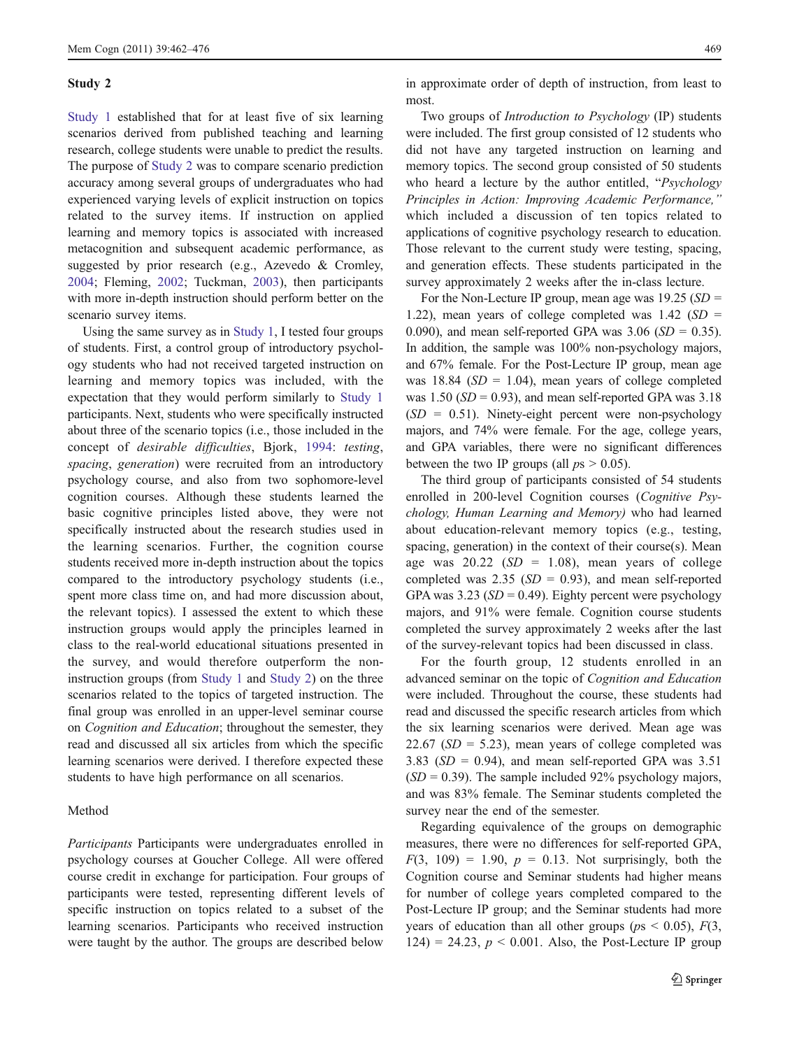## Study 2

Study 1 established that for at least five of six learning scenarios derived from published teaching and learning research, college students were unable to predict the results. The purpose of Study 2 was to compare scenario prediction accuracy among several groups of undergraduates who had experienced varying levels of explicit instruction on topics related to the survey items. If instruction on applied learning and memory topics is associated with increased metacognition and subsequent academic performance, as suggested by prior research (e.g., Azevedo & Cromley, 2004; Fleming, 2002; Tuckman, 2003), then participants with more in-depth instruction should perform better on the scenario survey items.

Using the same survey as in Study 1, I tested four groups of students. First, a control group of introductory psychology students who had not received targeted instruction on learning and memory topics was included, with the expectation that they would perform similarly to Study 1 participants. Next, students who were specifically instructed about three of the scenario topics (i.e., those included in the concept of *desirable difficulties*, Bjork, 1994: *testing*, *spacing*, *generation*) were recruited from an introductory psychology course, and also from two sophomore-level cognition courses. Although these students learned the basic cognitive principles listed above, they were not specifically instructed about the research studies used in the learning scenarios. Further, the cognition course students received more in-depth instruction about the topics compared to the introductory psychology students (i.e., spent more class time on, and had more discussion about, the relevant topics). I assessed the extent to which these instruction groups would apply the principles learned in class to the real-world educational situations presented in the survey, and would therefore outperform the non-instruction groups (from Study 1 and Study 2) on the three scenarios related to the topics of targeted instruction. The final group was enrolled in an upper-level seminar course on *Cognition and Education*; throughout the semester, they read and discussed all six articles from which the specific learning scenarios were derived. I therefore expected these students to have high performance on all scenarios.

### Method

*Participants* Participants were undergraduates enrolled in psychology courses at Goucher College. All were offered course credit in exchange for participation. Four groups of participants were tested, representing different levels of specific instruction on topics related to a subset of the learning scenarios. Participants who received instruction were taught by the author. The groups are described below in approximate order of depth of instruction, from least to most.

Two groups of *Introduction to Psychology* (IP) students were included. The first group consisted of 12 students who did not have any targeted instruction on learning and memory topics. The second group consisted of 50 students who heard a lecture by the author entitled, "*Psychology Principles in Action: Improving Academic Performance,"* which included a discussion of ten topics related to applications of cognitive psychology research to education. Those relevant to the current study were testing, spacing, and generation effects. These students participated in the survey approximately 2 weeks after the in-class lecture.

For the Non-Lecture IP group, mean age was 19.25 ($SD$ = 1.22), mean years of college completed was 1.42 ($SD$ = 0.090), and mean self-reported GPA was 3.06 ($SD$ = 0.35). In addition, the sample was 100% non-psychology majors, and 67% female. For the Post-Lecture IP group, mean age was 18.84 ($SD$ = 1.04), mean years of college completed was 1.50 ($SD$ = 0.93), and mean self-reported GPA was 3.18 ($SD$ = 0.51). Ninety-eight percent were non-psychology majors, and 74% were female. For the age, college years, and GPA variables, there were no significant differences between the two IP groups (all $ps > 0.05$).

The third group of participants consisted of 54 students enrolled in 200-level Cognition courses (*Cognitive Psychology, Human Learning and Memory)* who had learned about education-relevant memory topics (e.g., testing, spacing, generation) in the context of their course(s). Mean age was 20.22 ($SD$ = 1.08), mean years of college completed was 2.35 ($SD$ = 0.93), and mean self-reported GPA was 3.23 ($SD$ = 0.49). Eighty percent were psychology majors, and 91% were female. Cognition course students completed the survey approximately 2 weeks after the last of the survey-relevant topics had been discussed in class.

For the fourth group, 12 students enrolled in an advanced seminar on the topic of *Cognition and Education* were included. Throughout the course, these students had read and discussed the specific research articles from which the six learning scenarios were derived. Mean age was 22.67 ($SD$ = 5.23), mean years of college completed was 3.83 ($SD$ = 0.94), and mean self-reported GPA was 3.51 ($SD$ = 0.39). The sample included 92% psychology majors, and was 83% female. The Seminar students completed the survey near the end of the semester.

Regarding equivalence of the groups on demographic measures, there were no differences for self-reported GPA, $F(3,\ 109) = 1.90$, $p = 0.13$. Not surprisingly, both the Cognition course and Seminar students had higher means for number of college years completed compared to the Post-Lecture IP group; and the Seminar students had more years of education than all other groups ($ps < 0.05$), $F(3,\ 124) = 24.23$, $p < 0.001$. Also, the Post-Lecture IP group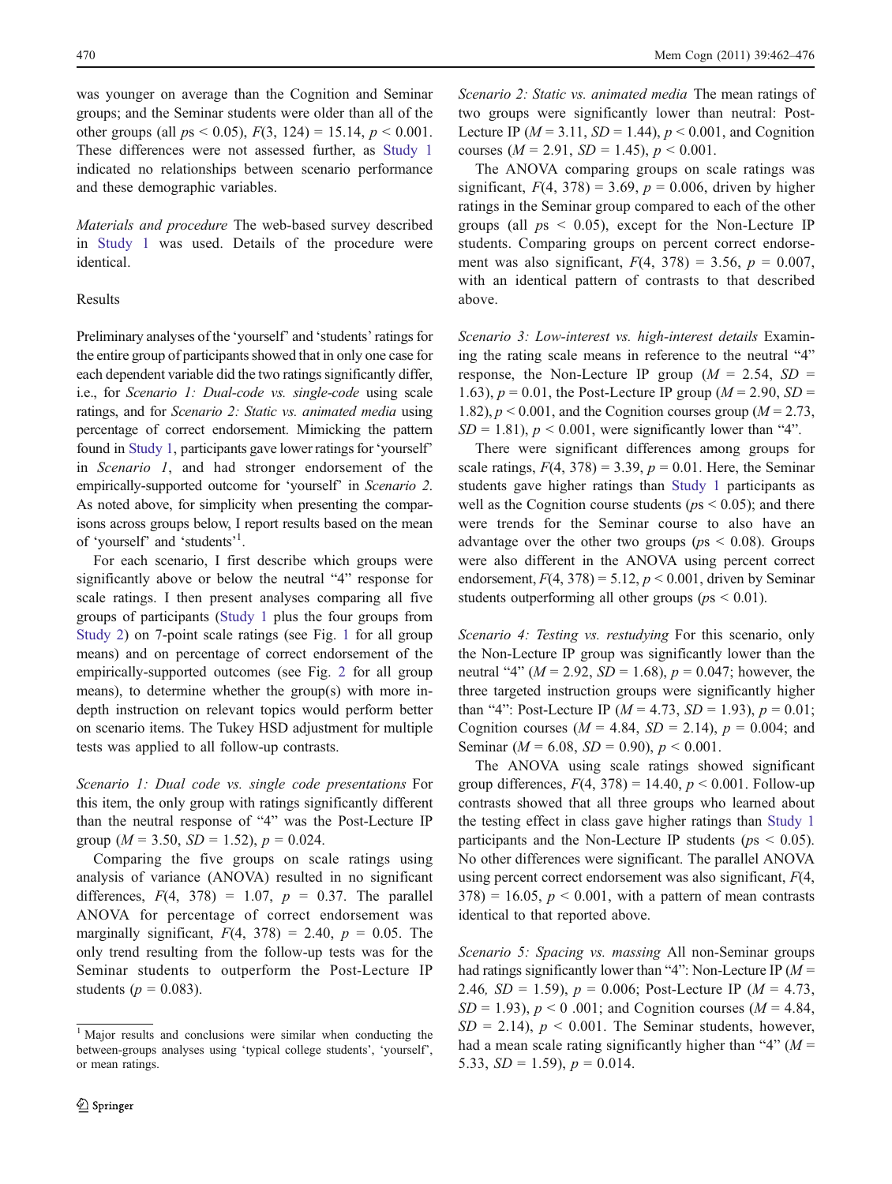was younger on average than the Cognition and Seminar groups; and the Seminar students were older than all of the other groups (all $ps < 0.05$), $F(3, 124) = 15.14$, $p < 0.001$. These differences were not assessed further, as Study 1 indicated no relationships between scenario performance and these demographic variables.

*Materials and procedure* The web-based survey described in Study 1 was used. Details of the procedure were identical.

### Results

Preliminary analyses of the 'yourself' and 'students' ratings for the entire group of participants showed that in only one case for each dependent variable did the two ratings significantly differ, i.e., for *Scenario 1: Dual-code vs. single-code* using scale ratings, and for *Scenario 2: Static vs. animated media* using percentage of correct endorsement. Mimicking the pattern found in Study 1, participants gave lower ratings for 'yourself' in *Scenario 1*, and had stronger endorsement of the empirically-supported outcome for 'yourself' in *Scenario 2*. As noted above, for simplicity when presenting the comparisons across groups below, I report results based on the mean of 'yourself' and 'students'[1].

For each scenario, I first describe which groups were significantly above or below the neutral "4" response for scale ratings. I then present analyses comparing all five groups of participants (Study 1 plus the four groups from Study 2) on 7-point scale ratings (see Fig. 1 for all group means) and on percentage of correct endorsement of the empirically-supported outcomes (see Fig. 2 for all group means), to determine whether the group(s) with more in-depth instruction on relevant topics would perform better on scenario items. The Tukey HSD adjustment for multiple tests was applied to all follow-up contrasts.

*Scenario 1: Dual code vs. single code presentations* For this item, the only group with ratings significantly different than the neutral response of "4" was the Post-Lecture IP group ($M = 3.50$, $SD = 1.52$), $p = 0.024$.

Comparing the five groups on scale ratings using analysis of variance (ANOVA) resulted in no significant differences, $F(4, 378) = 1.07$, $p = 0.37$. The parallel ANOVA for percentage of correct endorsement was marginally significant, $F(4, 378) = 2.40$, $p = 0.05$. The only trend resulting from the follow-up tests was for the Seminar students to outperform the Post-Lecture IP students ($p = 0.083$).

*Scenario 2: Static vs. animated media* The mean ratings of two groups were significantly lower than neutral: Post-Lecture IP ($M = 3.11$, $SD = 1.44$), $p < 0.001$, and Cognition courses ($M = 2.91$, $SD = 1.45$), $p < 0.001$.

The ANOVA comparing groups on scale ratings was significant, $F(4, 378) = 3.69$, $p = 0.006$, driven by higher ratings in the Seminar group compared to each of the other groups (all $ps < 0.05$), except for the Non-Lecture IP students. Comparing groups on percent correct endorsement was also significant, $F(4, 378) = 3.56$, $p = 0.007$, with an identical pattern of contrasts to that described above.

*Scenario 3: Low-interest vs. high-interest details* Examining the rating scale means in reference to the neutral "4" response, the Non-Lecture IP group ($M = 2.54$, $SD = 1.63$), $p = 0.01$, the Post-Lecture IP group ($M = 2.90$, $SD = 1.82$), $p < 0.001$, and the Cognition courses group ($M = 2.73$, $SD = 1.81$), $p < 0.001$, were significantly lower than "4".

There were significant differences among groups for scale ratings, $F(4, 378) = 3.39$, $p = 0.01$. Here, the Seminar students gave higher ratings than Study 1 participants as well as the Cognition course students ($ps < 0.05$); and there were trends for the Seminar course to also have an advantage over the other two groups ($ps < 0.08$). Groups were also different in the ANOVA using percent correct endorsement, $F(4, 378) = 5.12$, $p < 0.001$, driven by Seminar students outperforming all other groups ($ps < 0.01$).

*Scenario 4: Testing vs. restudying* For this scenario, only the Non-Lecture IP group was significantly lower than the neutral "4" ($M = 2.92$, $SD = 1.68$), $p = 0.047$; however, the three targeted instruction groups were significantly higher than "4": Post-Lecture IP ($M = 4.73$, $SD = 1.93$), $p = 0.01$; Cognition courses ($M = 4.84$, $SD = 2.14$), $p = 0.004$; and Seminar ($M = 6.08$, $SD = 0.90$), $p < 0.001$.

The ANOVA using scale ratings showed significant group differences, $F(4, 378) = 14.40$, $p < 0.001$. Follow-up contrasts showed that all three groups who learned about the testing effect in class gave higher ratings than Study 1 participants and the Non-Lecture IP students ($ps < 0.05$). No other differences were significant. The parallel ANOVA using percent correct endorsement was also significant, $F(4, 378) = 16.05$, $p < 0.001$, with a pattern of mean contrasts identical to that reported above.

*Scenario 5: Spacing vs. massing* All non-Seminar groups had ratings significantly lower than "4": Non-Lecture IP ($M = 2.46$, $SD = 1.59$), $p = 0.006$; Post-Lecture IP ($M = 4.73$, $SD = 1.93$), $p < 0.001$; and Cognition courses ($M = 4.84$, $SD = 2.14$), $p < 0.001$. The Seminar students, however, had a mean scale rating significantly higher than "4" ($M = 5.33$, $SD = 1.59$), $p = 0.014$.

[1] Major results and conclusions were similar when conducting the between-groups analyses using 'typical college students', 'yourself', or mean ratings.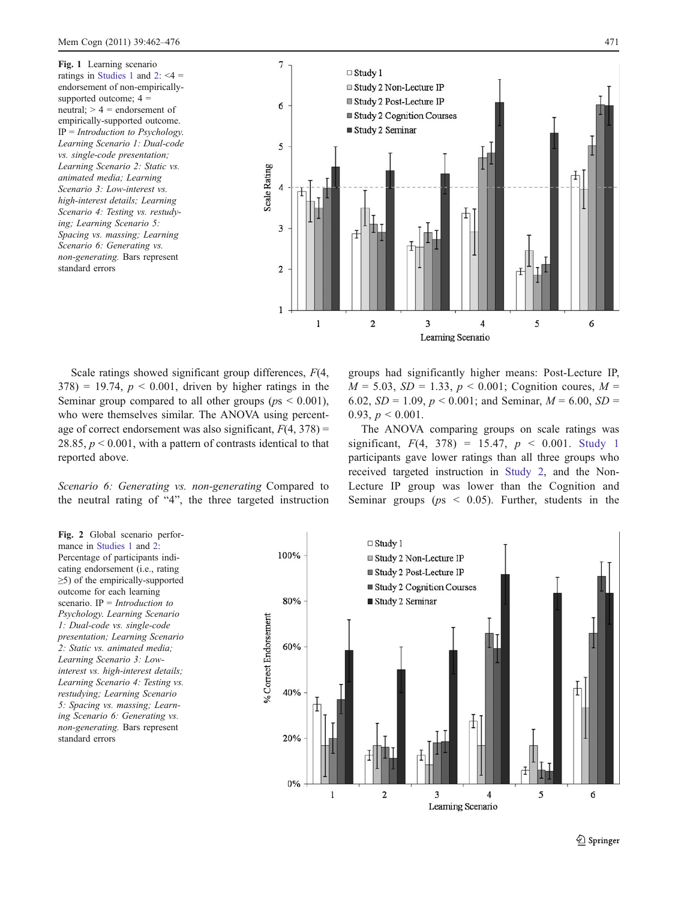Fig. 1 Learning scenario ratings in Studies 1 and 2: <4 = endorsement of non-empirically-supported outcome; 4 = neutral; > 4 = endorsement of empirically-supported outcome. IP = *Introduction to Psychology. Learning Scenario 1: Dual-code vs. single-code presentation; Learning Scenario 2: Static vs. animated media; Learning Scenario 3: Low-interest vs. high-interest details; Learning Scenario 4: Testing vs. restudying; Learning Scenario 5: Spacing vs. massing; Learning Scenario 6: Generating vs. non-generating.* Bars represent standard errors

Scale ratings showed significant group differences, $F(4, 378) = 19.74$, $p < 0.001$, driven by higher ratings in the Seminar group compared to all other groups ($ps < 0.001$), who were themselves similar. The ANOVA using percentage of correct endorsement was also significant, $F(4, 378) = 28.85$, $p < 0.001$, with a pattern of contrasts identical to that reported above.

*Scenario 6: Generating vs. non-generating* Compared to the neutral rating of "4", the three targeted instruction groups had significantly higher means: Post-Lecture IP, $M = 5.03$, $SD = 1.33$, $p < 0.001$; Cognition coures, $M = 6.02$, $SD = 1.09$, $p < 0.001$; and Seminar, $M = 6.00$, $SD = 0.93$, $p < 0.001$.

The ANOVA comparing groups on scale ratings was significant, $F(4, 378) = 15.47$, $p < 0.001$. Study 1 participants gave lower ratings than all three groups who received targeted instruction in Study 2, and the Non-Lecture IP group was lower than the Cognition and Seminar groups ($ps < 0.05$). Further, students in the

Fig. 2 Global scenario performance in Studies 1 and 2: Percentage of participants indicating endorsement (i.e., rating ≥5) of the empirically-supported outcome for each learning scenario. IP = *Introduction to Psychology. Learning Scenario 1: Dual-code vs. single-code presentation; Learning Scenario 2: Static vs. animated media; Learning Scenario 3: Low-interest vs. high-interest details; Learning Scenario 4: Testing vs. restudying; Learning Scenario 5: Spacing vs. massing; Learning Scenario 6: Generating vs. non-generating.* Bars represent standard errors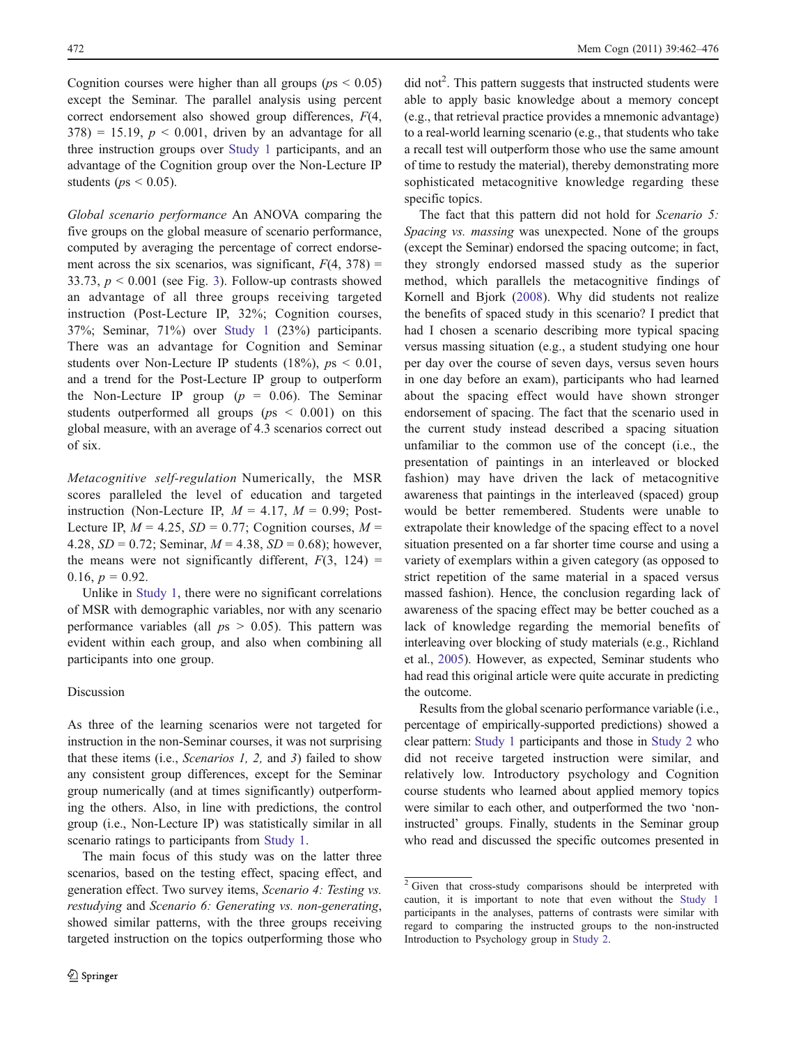Cognition courses were higher than all groups ($ps < 0.05$) except the Seminar. The parallel analysis using percent correct endorsement also showed group differences, $F(4, 378) = 15.19$, $p < 0.001$, driven by an advantage for all three instruction groups over Study 1 participants, and an advantage of the Cognition group over the Non-Lecture IP students ($ps < 0.05$).

*Global scenario performance* An ANOVA comparing the five groups on the global measure of scenario performance, computed by averaging the percentage of correct endorsement across the six scenarios, was significant, $F(4, 378) = 33.73$, $p < 0.001$ (see Fig. 3). Follow-up contrasts showed an advantage of all three groups receiving targeted instruction (Post-Lecture IP, 32%; Cognition courses, 37%; Seminar, 71%) over Study 1 (23%) participants. There was an advantage for Cognition and Seminar students over Non-Lecture IP students (18%), $ps < 0.01$, and a trend for the Post-Lecture IP group to outperform the Non-Lecture IP group ($p = 0.06$). The Seminar students outperformed all groups ($ps < 0.001$) on this global measure, with an average of 4.3 scenarios correct out of six.

*Metacognitive self-regulation* Numerically, the MSR scores paralleled the level of education and targeted instruction (Non-Lecture IP, $M = 4.17$, $M = 0.99$; Post-Lecture IP, $M = 4.25$, $SD = 0.77$; Cognition courses, $M = 4.28$, $SD = 0.72$; Seminar, $M = 4.38$, $SD = 0.68$); however, the means were not significantly different, $F(3, 124) = 0.16$, $p = 0.92$.

Unlike in Study 1, there were no significant correlations of MSR with demographic variables, nor with any scenario performance variables (all $ps > 0.05$). This pattern was evident within each group, and also when combining all participants into one group.

## Discussion

As three of the learning scenarios were not targeted for instruction in the non-Seminar courses, it was not surprising that these items (i.e., *Scenarios 1, 2,* and *3*) failed to show any consistent group differences, except for the Seminar group numerically (and at times significantly) outperforming the others. Also, in line with predictions, the control group (i.e., Non-Lecture IP) was statistically similar in all scenario ratings to participants from Study 1.

The main focus of this study was on the latter three scenarios, based on the testing effect, spacing effect, and generation effect. Two survey items, *Scenario 4: Testing vs. restudying* and *Scenario 6: Generating vs. non-generating*, showed similar patterns, with the three groups receiving targeted instruction on the topics outperforming those who did not[2]. This pattern suggests that instructed students were able to apply basic knowledge about a memory concept (e.g., that retrieval practice provides a mnemonic advantage) to a real-world learning scenario (e.g., that students who take a recall test will outperform those who use the same amount of time to restudy the material), thereby demonstrating more sophisticated metacognitive knowledge regarding these specific topics.

The fact that this pattern did not hold for *Scenario 5: Spacing vs. massing* was unexpected. None of the groups (except the Seminar) endorsed the spacing outcome; in fact, they strongly endorsed massed study as the superior method, which parallels the metacognitive findings of Kornell and Bjork (2008). Why did students not realize the benefits of spaced study in this scenario? I predict that had I chosen a scenario describing more typical spacing versus massing situation (e.g., a student studying one hour per day over the course of seven days, versus seven hours in one day before an exam), participants who had learned about the spacing effect would have shown stronger endorsement of spacing. The fact that the scenario used in the current study instead described a spacing situation unfamiliar to the common use of the concept (i.e., the presentation of paintings in an interleaved or blocked fashion) may have driven the lack of metacognitive awareness that paintings in the interleaved (spaced) group would be better remembered. Students were unable to extrapolate their knowledge of the spacing effect to a novel situation presented on a far shorter time course and using a variety of exemplars within a given category (as opposed to strict repetition of the same material in a spaced versus massed fashion). Hence, the conclusion regarding lack of awareness of the spacing effect may be better couched as a lack of knowledge regarding the memorial benefits of interleaving over blocking of study materials (e.g., Richland et al., 2005). However, as expected, Seminar students who had read this original article were quite accurate in predicting the outcome.

Results from the global scenario performance variable (i.e., percentage of empirically-supported predictions) showed a clear pattern: Study 1 participants and those in Study 2 who did not receive targeted instruction were similar, and relatively low. Introductory psychology and Cognition course students who learned about applied memory topics were similar to each other, and outperformed the two 'non-instructed' groups. Finally, students in the Seminar group who read and discussed the specific outcomes presented in

[2] Given that cross-study comparisons should be interpreted with caution, it is important to note that even without the Study 1 participants in the analyses, patterns of contrasts were similar with regard to comparing the instructed groups to the non-instructed Introduction to Psychology group in Study 2.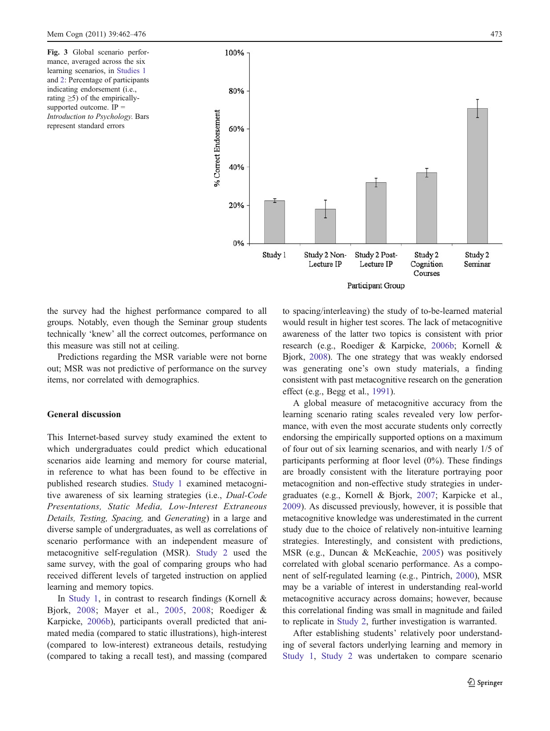**Fig. 3** Global scenario performance, averaged across the six learning scenarios, in Studies 1 and 2: Percentage of participants indicating endorsement (i.e., rating ≥5) of the empirically-supported outcome. IP = *Introduction to Psychology*. Bars represent standard errors

the survey had the highest performance compared to all groups. Notably, even though the Seminar group students technically 'knew' all the correct outcomes, performance on this measure was still not at ceiling.

Predictions regarding the MSR variable were not borne out; MSR was not predictive of performance on the survey items, nor correlated with demographics.

## General discussion

This Internet-based survey study examined the extent to which undergraduates could predict which educational scenarios aide learning and memory for course material, in reference to what has been found to be effective in published research studies. Study 1 examined metacognitive awareness of six learning strategies (i.e., *Dual-Code Presentations, Static Media, Low-Interest Extraneous Details, Testing, Spacing,* and *Generating*) in a large and diverse sample of undergraduates, as well as correlations of scenario performance with an independent measure of metacognitive self-regulation (MSR). Study 2 used the same survey, with the goal of comparing groups who had received different levels of targeted instruction on applied learning and memory topics.

In Study 1, in contrast to research findings (Kornell & Bjork, 2008; Mayer et al., 2005, 2008; Roediger & Karpicke, 2006b), participants overall predicted that animated media (compared to static illustrations), high-interest (compared to low-interest) extraneous details, restudying (compared to taking a recall test), and massing (compared to spacing/interleaving) the study of to-be-learned material would result in higher test scores. The lack of metacognitive awareness of the latter two topics is consistent with prior research (e.g., Roediger & Karpicke, 2006b; Kornell & Bjork, 2008). The one strategy that was weakly endorsed was generating one's own study materials, a finding consistent with past metacognitive research on the generation effect (e.g., Begg et al., 1991).

A global measure of metacognitive accuracy from the learning scenario rating scales revealed very low performance, with even the most accurate students only correctly endorsing the empirically supported options on a maximum of four out of six learning scenarios, and with nearly 1/5 of participants performing at floor level (0%). These findings are broadly consistent with the literature portraying poor metacognition and non-effective study strategies in undergraduates (e.g., Kornell & Bjork, 2007; Karpicke et al., 2009). As discussed previously, however, it is possible that metacognitive knowledge was underestimated in the current study due to the choice of relatively non-intuitive learning strategies. Interestingly, and consistent with predictions, MSR (e.g., Duncan & McKeachie, 2005) was positively correlated with global scenario performance. As a component of self-regulated learning (e.g., Pintrich, 2000), MSR may be a variable of interest in understanding real-world metacognitive accuracy across domains; however, because this correlational finding was small in magnitude and failed to replicate in Study 2, further investigation is warranted.

After establishing students' relatively poor understanding of several factors underlying learning and memory in Study 1, Study 2 was undertaken to compare scenario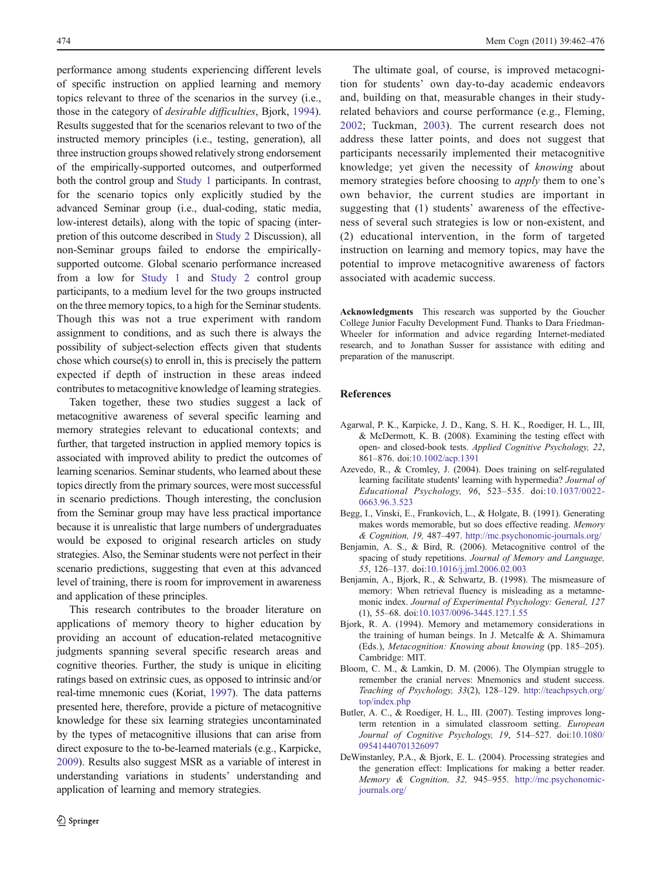performance among students experiencing different levels of specific instruction on applied learning and memory topics relevant to three of the scenarios in the survey (i.e., those in the category of *desirable difficulties*, Bjork, 1994). Results suggested that for the scenarios relevant to two of the instructed memory principles (i.e., testing, generation), all three instruction groups showed relatively strong endorsement of the empirically-supported outcomes, and outperformed both the control group and Study 1 participants. In contrast, for the scenario topics only explicitly studied by the advanced Seminar group (i.e., dual-coding, static media, low-interest details), along with the topic of spacing (interpretion of this outcome described in Study 2 Discussion), all non-Seminar groups failed to endorse the empirically-supported outcome. Global scenario performance increased from a low for Study 1 and Study 2 control group participants, to a medium level for the two groups instructed on the three memory topics, to a high for the Seminar students. Though this was not a true experiment with random assignment to conditions, and as such there is always the possibility of subject-selection effects given that students chose which course(s) to enroll in, this is precisely the pattern expected if depth of instruction in these areas indeed contributes to metacognitive knowledge of learning strategies.

Taken together, these two studies suggest a lack of metacognitive awareness of several specific learning and memory strategies relevant to educational contexts; and further, that targeted instruction in applied memory topics is associated with improved ability to predict the outcomes of learning scenarios. Seminar students, who learned about these topics directly from the primary sources, were most successful in scenario predictions. Though interesting, the conclusion from the Seminar group may have less practical importance because it is unrealistic that large numbers of undergraduates would be exposed to original research articles on study strategies. Also, the Seminar students were not perfect in their scenario predictions, suggesting that even at this advanced level of training, there is room for improvement in awareness and application of these principles.

This research contributes to the broader literature on applications of memory theory to higher education by providing an account of education-related metacognitive judgments spanning several specific research areas and cognitive theories. Further, the study is unique in eliciting ratings based on extrinsic cues, as opposed to intrinsic and/or real-time mnemonic cues (Koriat, 1997). The data patterns presented here, therefore, provide a picture of metacognitive knowledge for these six learning strategies uncontaminated by the types of metacognitive illusions that can arise from direct exposure to the to-be-learned materials (e.g., Karpicke, 2009). Results also suggest MSR as a variable of interest in understanding variations in students' understanding and application of learning and memory strategies.

The ultimate goal, of course, is improved metacognition for students' own day-to-day academic endeavors and, building on that, measurable changes in their study-related behaviors and course performance (e.g., Fleming, 2002; Tuckman, 2003). The current research does not address these latter points, and does not suggest that participants necessarily implemented their metacognitive knowledge; yet given the necessity of *knowing* about memory strategies before choosing to *apply* them to one's own behavior, the current studies are important in suggesting that (1) students' awareness of the effectiveness of several such strategies is low or non-existent, and (2) educational intervention, in the form of targeted instruction on learning and memory topics, may have the potential to improve metacognitive awareness of factors associated with academic success.

**Acknowledgments** This research was supported by the Goucher College Junior Faculty Development Fund. Thanks to Dara Friedman-Wheeler for information and advice regarding Internet-mediated research, and to Jonathan Susser for assistance with editing and preparation of the manuscript.

## References

Agarwal, P. K., Karpicke, J. D., Kang, S. H. K., Roediger, H. L., III, & McDermott, K. B. (2008). Examining the testing effect with open- and closed-book tests. *Applied Cognitive Psychology, 22*, 861–876. doi:10.1002/acp.1391

Azevedo, R., & Cromley, J. (2004). Does training on self-regulated learning facilitate students' learning with hypermedia? *Journal of Educational Psychology, 96*, 523–535. doi:10.1037/0022-0663.96.3.523

Begg, I., Vinski, E., Frankovich, L., & Holgate, B. (1991). Generating makes words memorable, but so does effective reading. *Memory & Cognition, 19*, 487–497. http://mc.psychonomic-journals.org/

Benjamin, A. S., & Bird, R. (2006). Metacognitive control of the spacing of study repetitions. *Journal of Memory and Language, 55*, 126–137. doi:10.1016/j.jml.2006.02.003

Benjamin, A., Bjork, R., & Schwartz, B. (1998). The mismeasure of memory: When retrieval fluency is misleading as a metamnemonic index. *Journal of Experimental Psychology: General, 127* (1), 55–68. doi:10.1037/0096-3445.127.1.55

Bjork, R. A. (1994). Memory and metamemory considerations in the training of human beings. In J. Metcalfe & A. Shimamura (Eds.), *Metacognition: Knowing about knowing* (pp. 185–205). Cambridge: MIT.

Bloom, C. M., & Lamkin, D. M. (2006). The Olympian struggle to remember the cranial nerves: Mnemonics and student success. *Teaching of Psychology, 33*(2), 128–129. http://teachpsych.org/top/index.php

Butler, A. C., & Roediger, H. L., III. (2007). Testing improves long-term retention in a simulated classroom setting. *European Journal of Cognitive Psychology, 19*, 514–527. doi:10.1080/09541440701326097

DeWinstanley, P.A., & Bjork, E. L. (2004). Processing strategies and the generation effect: Implications for making a better reader. *Memory & Cognition, 32*, 945–955. http://mc.psychonomic-journals.org/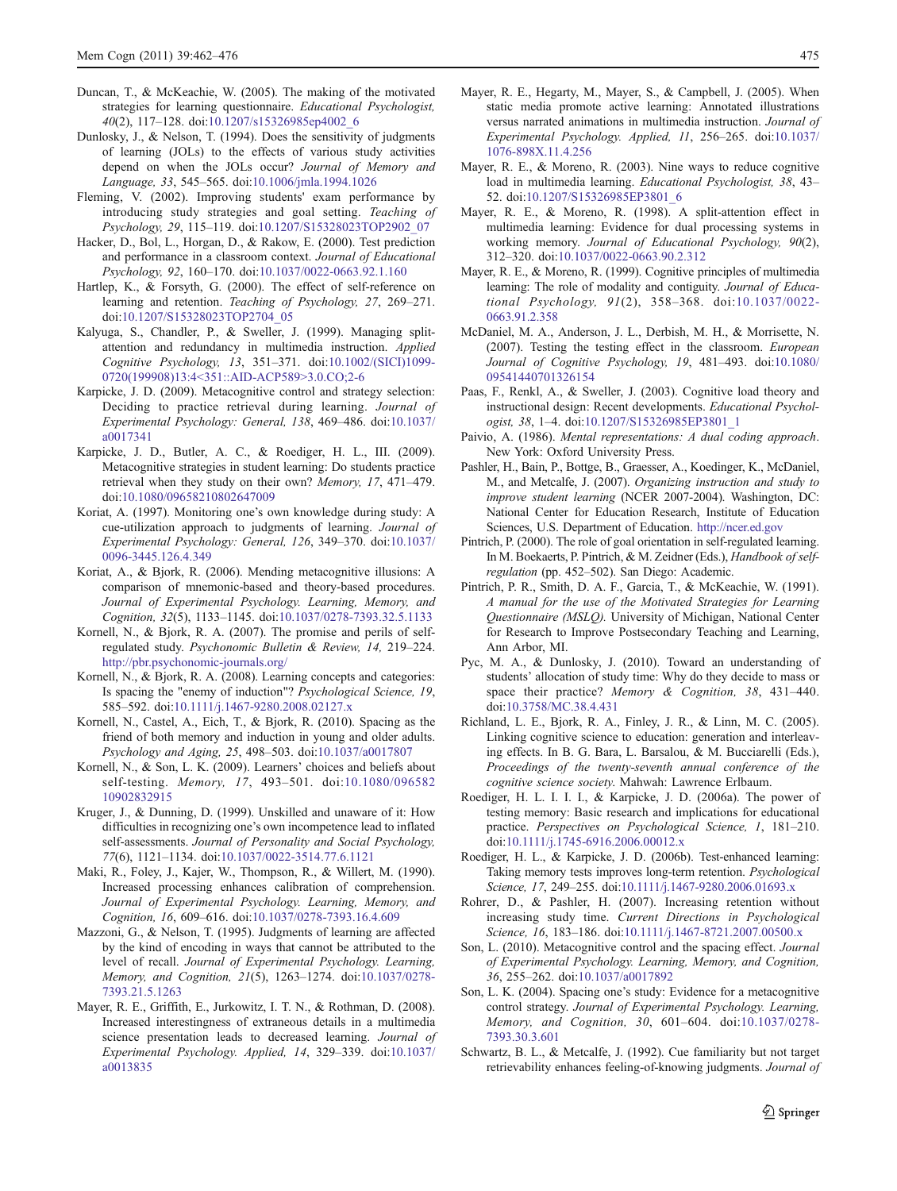Duncan, T., & McKeachie, W. (2005). The making of the motivated strategies for learning questionnaire. *Educational Psychologist, 40*(2), 117–128. doi:10.1207/s15326985ep4002_6

Dunlosky, J., & Nelson, T. (1994). Does the sensitivity of judgments of learning (JOLs) to the effects of various study activities depend on when the JOLs occur? *Journal of Memory and Language, 33*, 545–565. doi:10.1006/jmla.1994.1026

Fleming, V. (2002). Improving students' exam performance by introducing study strategies and goal setting. *Teaching of Psychology, 29*, 115–119. doi:10.1207/S15328023TOP2902_07

Hacker, D., Bol, L., Horgan, D., & Rakow, E. (2000). Test prediction and performance in a classroom context. *Journal of Educational Psychology, 92*, 160–170. doi:10.1037/0022-0663.92.1.160

Hartlep, K., & Forsyth, G. (2000). The effect of self-reference on learning and retention. *Teaching of Psychology, 27*, 269–271. doi:10.1207/S15328023TOP2704_05

Kalyuga, S., Chandler, P., & Sweller, J. (1999). Managing split-attention and redundancy in multimedia instruction. *Applied Cognitive Psychology, 13*, 351–371. doi:10.1002/(SICI)1099-0720(199908)13:4<351::AID-ACP589>3.0.CO;2-6

Karpicke, J. D. (2009). Metacognitive control and strategy selection: Deciding to practice retrieval during learning. *Journal of Experimental Psychology: General, 138*, 469–486. doi:10.1037/a0017341

Karpicke, J. D., Butler, A. C., & Roediger, H. L., III. (2009). Metacognitive strategies in student learning: Do students practice retrieval when they study on their own? *Memory, 17*, 471–479. doi:10.1080/09658210802647009

Koriat, A. (1997). Monitoring one's own knowledge during study: A cue-utilization approach to judgments of learning. *Journal of Experimental Psychology: General, 126*, 349–370. doi:10.1037/0096-3445.126.4.349

Koriat, A., & Bjork, R. (2006). Mending metacognitive illusions: A comparison of mnemonic-based and theory-based procedures. *Journal of Experimental Psychology. Learning, Memory, and Cognition, 32*(5), 1133–1145. doi:10.1037/0278-7393.32.5.1133

Kornell, N., & Bjork, R. A. (2007). The promise and perils of self-regulated study. *Psychonomic Bulletin & Review, 14,* 219–224. http://pbr.psychonomic-journals.org/

Kornell, N., & Bjork, R. A. (2008). Learning concepts and categories: Is spacing the "enemy of induction"? *Psychological Science, 19*, 585–592. doi:10.1111/j.1467-9280.2008.02127.x

Kornell, N., Castel, A., Eich, T., & Bjork, R. (2010). Spacing as the friend of both memory and induction in young and older adults. *Psychology and Aging, 25*, 498–503. doi:10.1037/a0017807

Kornell, N., & Son, L. K. (2009). Learners' choices and beliefs about self-testing. *Memory, 17*, 493–501. doi:10.1080/09658210902832915

Kruger, J., & Dunning, D. (1999). Unskilled and unaware of it: How difficulties in recognizing one's own incompetence lead to inflated self-assessments. *Journal of Personality and Social Psychology, 77*(6), 1121–1134. doi:10.1037/0022-3514.77.6.1121

Maki, R., Foley, J., Kajer, W., Thompson, R., & Willert, M. (1990). Increased processing enhances calibration of comprehension. *Journal of Experimental Psychology. Learning, Memory, and Cognition, 16*, 609–616. doi:10.1037/0278-7393.16.4.609

Mazzoni, G., & Nelson, T. (1995). Judgments of learning are affected by the kind of encoding in ways that cannot be attributed to the level of recall. *Journal of Experimental Psychology. Learning, Memory, and Cognition, 21*(5), 1263–1274. doi:10.1037/0278-7393.21.5.1263

Mayer, R. E., Griffith, E., Jurkowitz, I. T. N., & Rothman, D. (2008). Increased interestingness of extraneous details in a multimedia science presentation leads to decreased learning. *Journal of Experimental Psychology. Applied, 14*, 329–339. doi:10.1037/a0013835

Mayer, R. E., Hegarty, M., Mayer, S., & Campbell, J. (2005). When static media promote active learning: Annotated illustrations versus narrated animations in multimedia instruction. *Journal of Experimental Psychology. Applied, 11*, 256–265. doi:10.1037/1076-898X.11.4.256

Mayer, R. E., & Moreno, R. (2003). Nine ways to reduce cognitive load in multimedia learning. *Educational Psychologist, 38*, 43–52. doi:10.1207/S15326985EP3801_6

Mayer, R. E., & Moreno, R. (1998). A split-attention effect in multimedia learning: Evidence for dual processing systems in working memory. *Journal of Educational Psychology, 90*(2), 312–320. doi:10.1037/0022-0663.90.2.312

Mayer, R. E., & Moreno, R. (1999). Cognitive principles of multimedia learning: The role of modality and contiguity. *Journal of Educational Psychology, 91*(2), 358–368. doi:10.1037/0022-0663.91.2.358

McDaniel, M. A., Anderson, J. L., Derbish, M. H., & Morrisette, N. (2007). Testing the testing effect in the classroom. *European Journal of Cognitive Psychology, 19*, 481–493. doi:10.1080/09541440701326154

Paas, F., Renkl, A., & Sweller, J. (2003). Cognitive load theory and instructional design: Recent developments. *Educational Psychologist, 38*, 1–4. doi:10.1207/S15326985EP3801_1

Paivio, A. (1986). *Mental representations: A dual coding approach*. New York: Oxford University Press.

Pashler, H., Bain, P., Bottge, B., Graesser, A., Koedinger, K., McDaniel, M., and Metcalfe, J. (2007). *Organizing instruction and study to improve student learning* (NCER 2007-2004). Washington, DC: National Center for Education Research, Institute of Education Sciences, U.S. Department of Education. http://ncer.ed.gov

Pintrich, P. (2000). The role of goal orientation in self-regulated learning. In M. Boekaerts, P. Pintrich, & M. Zeidner (Eds.), *Handbook of self-regulation* (pp. 452–502). San Diego: Academic.

Pintrich, P. R., Smith, D. A. F., Garcia, T., & McKeachie, W. (1991). *A manual for the use of the Motivated Strategies for Learning Questionnaire (MSLQ).* University of Michigan, National Center for Research to Improve Postsecondary Teaching and Learning, Ann Arbor, MI.

Pyc, M. A., & Dunlosky, J. (2010). Toward an understanding of students' allocation of study time: Why do they decide to mass or space their practice? *Memory & Cognition, 38*, 431–440. doi:10.3758/MC.38.4.431

Richland, L. E., Bjork, R. A., Finley, J. R., & Linn, M. C. (2005). Linking cognitive science to education: generation and interleaving effects. In B. G. Bara, L. Barsalou, & M. Bucciarelli (Eds.), *Proceedings of the twenty-seventh annual conference of the cognitive science society.* Mahwah: Lawrence Erlbaum.

Roediger, H. L. I. I. I., & Karpicke, J. D. (2006a). The power of testing memory: Basic research and implications for educational practice. *Perspectives on Psychological Science, 1*, 181–210. doi:10.1111/j.1745-6916.2006.00012.x

Roediger, H. L., & Karpicke, J. D. (2006b). Test-enhanced learning: Taking memory tests improves long-term retention. *Psychological Science, 17*, 249–255. doi:10.1111/j.1467-9280.2006.01693.x

Rohrer, D., & Pashler, H. (2007). Increasing retention without increasing study time. *Current Directions in Psychological Science, 16*, 183–186. doi:10.1111/j.1467-8721.2007.00500.x

Son, L. (2010). Metacognitive control and the spacing effect. *Journal of Experimental Psychology. Learning, Memory, and Cognition, 36*, 255–262. doi:10.1037/a0017892

Son, L. K. (2004). Spacing one's study: Evidence for a metacognitive control strategy. *Journal of Experimental Psychology. Learning, Memory, and Cognition, 30*, 601–604. doi:10.1037/0278-7393.30.3.601

Schwartz, B. L., & Metcalfe, J. (1992). Cue familiarity but not target retrievability enhances feeling-of-knowing judgments. *Journal of*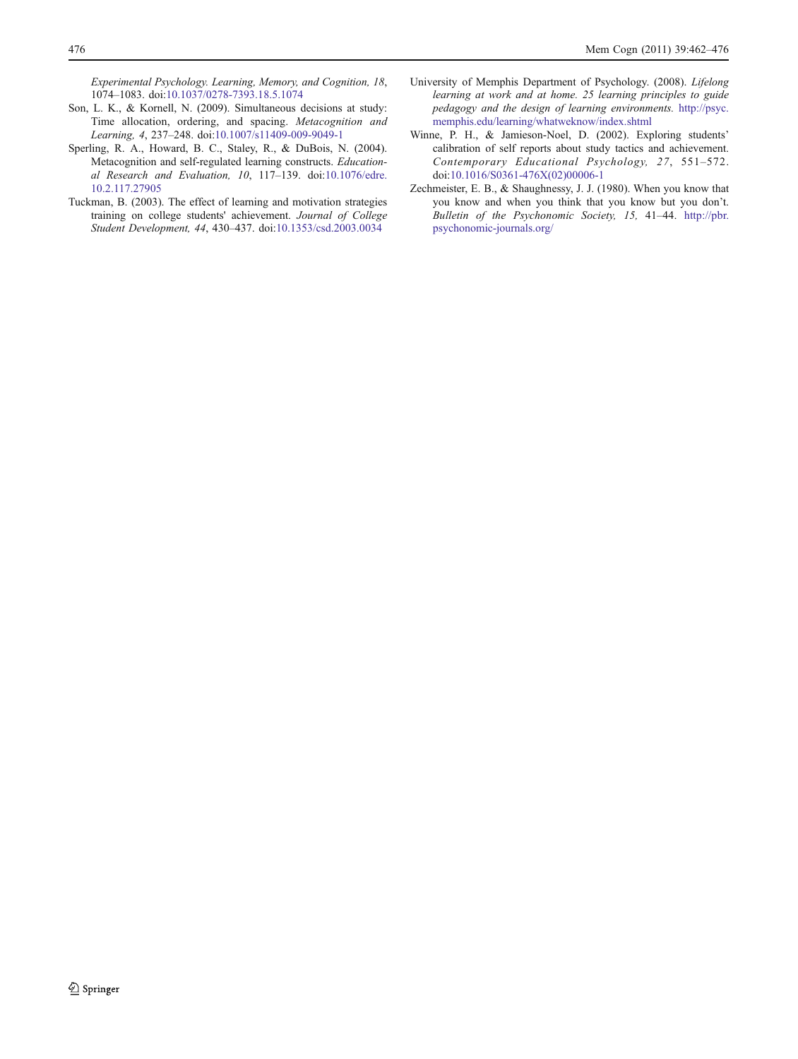*Experimental Psychology. Learning, Memory, and Cognition, 18*, 1074–1083. doi:10.1037/0278-7393.18.5.1074

Son, L. K., & Kornell, N. (2009). Simultaneous decisions at study: Time allocation, ordering, and spacing. *Metacognition and Learning, 4*, 237–248. doi:10.1007/s11409-009-9049-1

Sperling, R. A., Howard, B. C., Staley, R., & DuBois, N. (2004). Metacognition and self-regulated learning constructs. *Educational Research and Evaluation, 10*, 117–139. doi:10.1076/edre.10.2.117.27905

Tuckman, B. (2003). The effect of learning and motivation strategies training on college students' achievement. *Journal of College Student Development, 44*, 430–437. doi:10.1353/csd.2003.0034

University of Memphis Department of Psychology. (2008). *Lifelong learning at work and at home. 25 learning principles to guide pedagogy and the design of learning environments.* http://psyc.memphis.edu/learning/whatweknow/index.shtml

Winne, P. H., & Jamieson-Noel, D. (2002). Exploring students' calibration of self reports about study tactics and achievement. *Contemporary Educational Psychology, 27*, 551–572. doi:10.1016/S0361-476X(02)00006-1

Zechmeister, E. B., & Shaughnessy, J. J. (1980). When you know that you know and when you think that you know but you don't. *Bulletin of the Psychonomic Society, 15,* 41–44. http://pbr.psychonomic-journals.org/